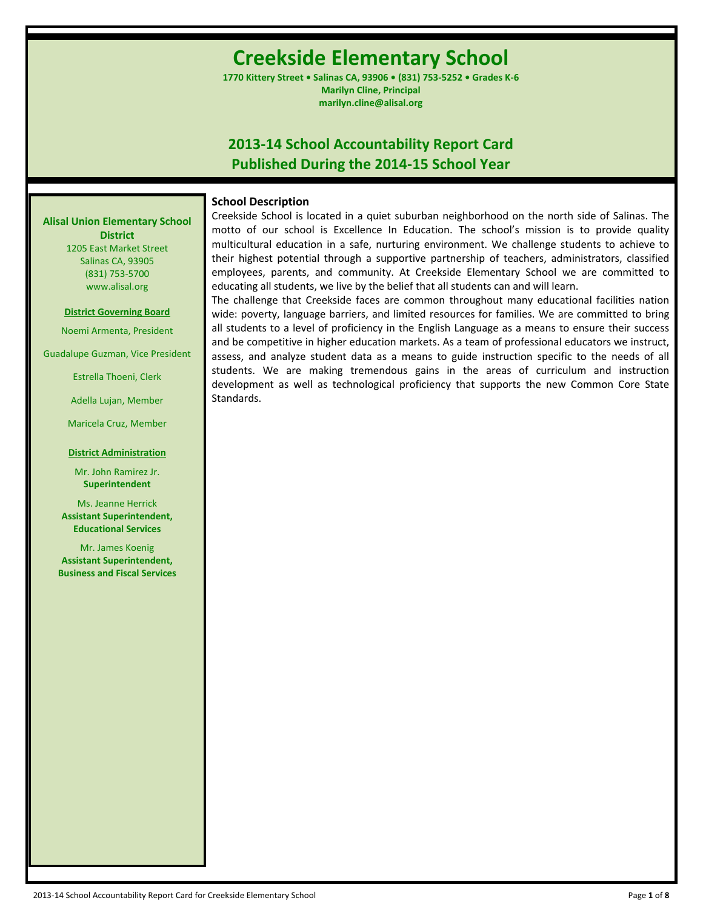# Creekside Elementary School

**1770 Kittery Street • Salinas CA, 93906 • (831) 753-5252 • Grades K-6**
**Marilyn Cline, Principal**
**marilyn.cline@alisal.org**

## 2013-14 School Accountability Report Card
## Published During the 2014-15 School Year

**Alisal Union Elementary School District**
1205 East Market Street
Salinas CA, 93905
(831) 753-5700
www.alisal.org

**District Governing Board**

Noemi Armenta, President

Guadalupe Guzman, Vice President

Estrella Thoeni, Clerk

Adella Lujan, Member

Maricela Cruz, Member

**District Administration**

Mr. John Ramirez Jr.
**Superintendent**

Ms. Jeanne Herrick
**Assistant Superintendent, Educational Services**

Mr. James Koenig
**Assistant Superintendent, Business and Fiscal Services**

### School Description

Creekside School is located in a quiet suburban neighborhood on the north side of Salinas. The motto of our school is Excellence In Education. The school's mission is to provide quality multicultural education in a safe, nurturing environment. We challenge students to achieve to their highest potential through a supportive partnership of teachers, administrators, classified employees, parents, and community. At Creekside Elementary School we are committed to educating all students, we live by the belief that all students can and will learn.

The challenge that Creekside faces are common throughout many educational facilities nation wide: poverty, language barriers, and limited resources for families. We are committed to bring all students to a level of proficiency in the English Language as a means to ensure their success and be competitive in higher education markets. As a team of professional educators we instruct, assess, and analyze student data as a means to guide instruction specific to the needs of all students. We are making tremendous gains in the areas of curriculum and instruction development as well as technological proficiency that supports the new Common Core State Standards.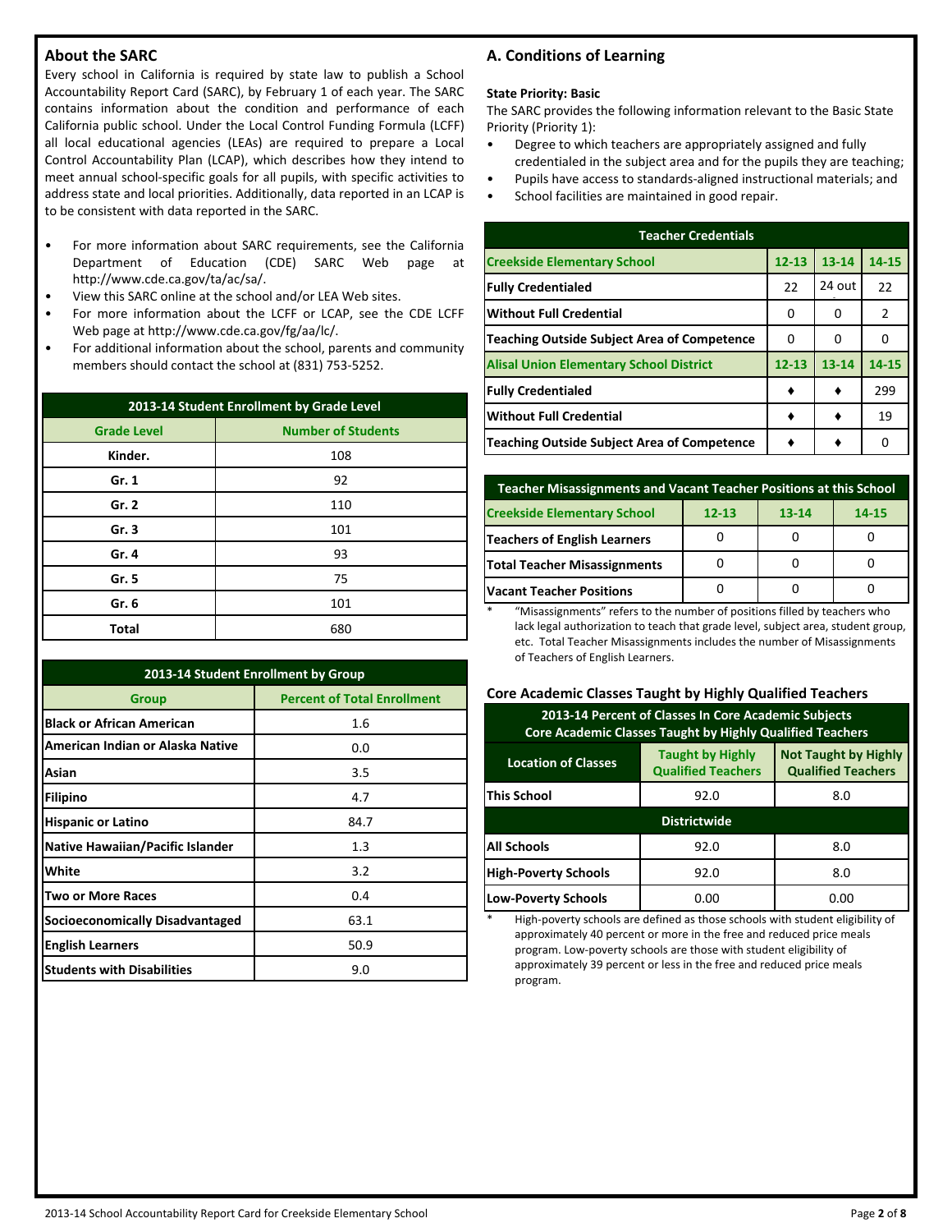## About the SARC

Every school in California is required by state law to publish a School Accountability Report Card (SARC), by February 1 of each year. The SARC contains information about the condition and performance of each California public school. Under the Local Control Funding Formula (LCFF) all local educational agencies (LEAs) are required to prepare a Local Control Accountability Plan (LCAP), which describes how they intend to meet annual school-specific goals for all pupils, with specific activities to address state and local priorities. Additionally, data reported in an LCAP is to be consistent with data reported in the SARC.

- For more information about SARC requirements, see the California Department of Education (CDE) SARC Web page at http://www.cde.ca.gov/ta/ac/sa/.
- View this SARC online at the school and/or LEA Web sites.
- For more information about the LCFF or LCAP, see the CDE LCFF Web page at http://www.cde.ca.gov/fg/aa/lc/.
- For additional information about the school, parents and community members should contact the school at (831) 753-5252.

| 2013-14 Student Enrollment by Grade Level | |
|---|---|
| **Grade Level** | **Number of Students** |
| Kinder. | 108 |
| Gr. 1 | 92 |
| Gr. 2 | 110 |
| Gr. 3 | 101 |
| Gr. 4 | 93 |
| Gr. 5 | 75 |
| Gr. 6 | 101 |
| Total | 680 |

| 2013-14 Student Enrollment by Group | |
|---|---|
| **Group** | **Percent of Total Enrollment** |
| Black or African American | 1.6 |
| American Indian or Alaska Native | 0.0 |
| Asian | 3.5 |
| Filipino | 4.7 |
| Hispanic or Latino | 84.7 |
| Native Hawaiian/Pacific Islander | 1.3 |
| White | 3.2 |
| Two or More Races | 0.4 |
| Socioeconomically Disadvantaged | 63.1 |
| English Learners | 50.9 |
| Students with Disabilities | 9.0 |

## A. Conditions of Learning

**State Priority: Basic**

The SARC provides the following information relevant to the Basic State Priority (Priority 1):

- Degree to which teachers are appropriately assigned and fully credentialed in the subject area and for the pupils they are teaching;
- Pupils have access to standards-aligned instructional materials; and
- School facilities are maintained in good repair.

| Teacher Credentials | | | |
|---|---|---|---|
| **Creekside Elementary School** | **12-13** | **13-14** | **14-15** |
| Fully Credentialed | 22 | 24 out | 22 |
| Without Full Credential | 0 | 0 | 2 |
| Teaching Outside Subject Area of Competence | 0 | 0 | 0 |
| **Alisal Union Elementary School District** | **12-13** | **13-14** | **14-15** |
| Fully Credentialed | ♦ | ♦ | 299 |
| Without Full Credential | ♦ | ♦ | 19 |
| Teaching Outside Subject Area of Competence | ♦ | ♦ | 0 |

| Teacher Misassignments and Vacant Teacher Positions at this School | | | |
|---|---|---|---|
| **Creekside Elementary School** | **12-13** | **13-14** | **14-15** |
| Teachers of English Learners | 0 | 0 | 0 |
| Total Teacher Misassignments | 0 | 0 | 0 |
| Vacant Teacher Positions | 0 | 0 | 0 |

\* "Misassignments" refers to the number of positions filled by teachers who lack legal authorization to teach that grade level, subject area, student group, etc. Total Teacher Misassignments includes the number of Misassignments of Teachers of English Learners.

### Core Academic Classes Taught by Highly Qualified Teachers

| 2013-14 Percent of Classes In Core Academic Subjects Core Academic Classes Taught by Highly Qualified Teachers | | |
|---|---|---|
| **Location of Classes** | **Taught by Highly Qualified Teachers** | **Not Taught by Highly Qualified Teachers** |
| This School | 92.0 | 8.0 |
| **Districtwide** | | |
| All Schools | 92.0 | 8.0 |
| High-Poverty Schools | 92.0 | 8.0 |
| Low-Poverty Schools | 0.00 | 0.00 |

\* High-poverty schools are defined as those schools with student eligibility of approximately 40 percent or more in the free and reduced price meals program. Low-poverty schools are those with student eligibility of approximately 39 percent or less in the free and reduced price meals program.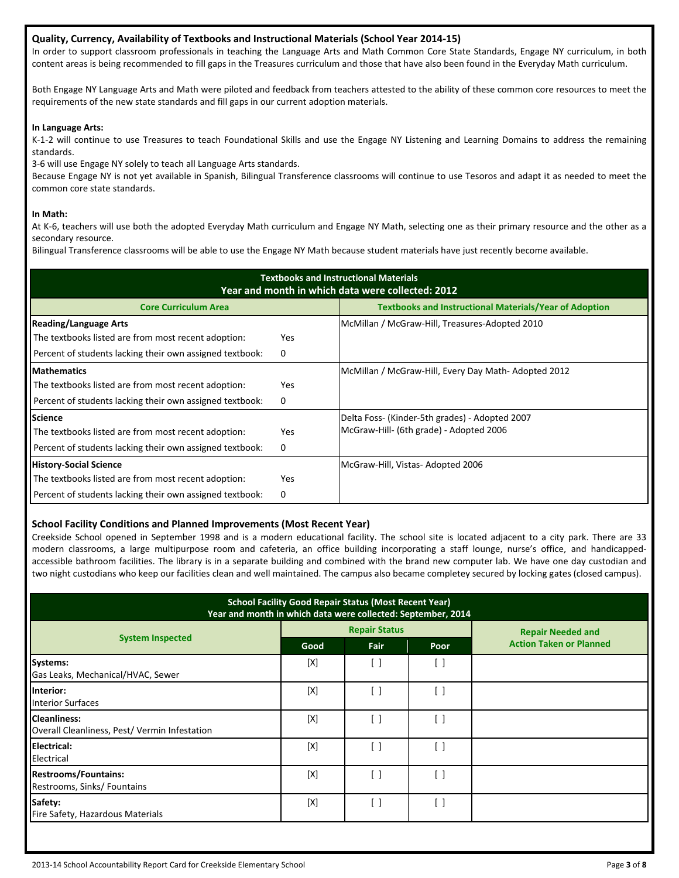## Quality, Currency, Availability of Textbooks and Instructional Materials (School Year 2014-15)

In order to support classroom professionals in teaching the Language Arts and Math Common Core State Standards, Engage NY curriculum, in both content areas is being recommended to fill gaps in the Treasures curriculum and those that have also been found in the Everyday Math curriculum.

Both Engage NY Language Arts and Math were piloted and feedback from teachers attested to the ability of these common core resources to meet the requirements of the new state standards and fill gaps in our current adoption materials.

**In Language Arts:**

K-1-2 will continue to use Treasures to teach Foundational Skills and use the Engage NY Listening and Learning Domains to address the remaining standards.

3-6 will use Engage NY solely to teach all Language Arts standards.

Because Engage NY is not yet available in Spanish, Bilingual Transference classrooms will continue to use Tesoros and adapt it as needed to meet the common core state standards.

**In Math:**

At K-6, teachers will use both the adopted Everyday Math curriculum and Engage NY Math, selecting one as their primary resource and the other as a secondary resource.

Bilingual Transference classrooms will be able to use the Engage NY Math because student materials have just recently become available.

**Textbooks and Instructional Materials**
**Year and month in which data were collected: 2012**

| Core Curriculum Area | | Textbooks and Instructional Materials/Year of Adoption |
|---|---|---|
| **Reading/Language Arts** | | McMillan / McGraw-Hill, Treasures-Adopted 2010 |
| The textbooks listed are from most recent adoption: | Yes | |
| Percent of students lacking their own assigned textbook: | 0 | |
| **Mathematics** | | McMillan / McGraw-Hill, Every Day Math- Adopted 2012 |
| The textbooks listed are from most recent adoption: | Yes | |
| Percent of students lacking their own assigned textbook: | 0 | |
| **Science** | | Delta Foss- (Kinder-5th grades) - Adopted 2007<br>McGraw-Hill- (6th grade) - Adopted 2006 |
| The textbooks listed are from most recent adoption: | Yes | |
| Percent of students lacking their own assigned textbook: | 0 | |
| **History-Social Science** | | McGraw-Hill, Vistas- Adopted 2006 |
| The textbooks listed are from most recent adoption: | Yes | |
| Percent of students lacking their own assigned textbook: | 0 | |

## School Facility Conditions and Planned Improvements (Most Recent Year)

Creekside School opened in September 1998 and is a modern educational facility. The school site is located adjacent to a city park. There are 33 modern classrooms, a large multipurpose room and cafeteria, an office building incorporating a staff lounge, nurse's office, and handicapped-accessible bathroom facilities. The library is in a separate building and combined with the brand new computer lab. We have one day custodian and two night custodians who keep our facilities clean and well maintained. The campus also became completey secured by locking gates (closed campus).

**School Facility Good Repair Status (Most Recent Year)**
**Year and month in which data were collected: September, 2014**

| System Inspected | Repair Status | | | Repair Needed and Action Taken or Planned |
|---|---|---|---|---|
| | Good | Fair | Poor | |
| **Systems:**<br>Gas Leaks, Mechanical/HVAC, Sewer | [X] | [ ] | [ ] | |
| **Interior:**<br>Interior Surfaces | [X] | [ ] | [ ] | |
| **Cleanliness:**<br>Overall Cleanliness, Pest/ Vermin Infestation | [X] | [ ] | [ ] | |
| **Electrical:**<br>Electrical | [X] | [ ] | [ ] | |
| **Restrooms/Fountains:**<br>Restrooms, Sinks/ Fountains | [X] | [ ] | [ ] | |
| **Safety:**<br>Fire Safety, Hazardous Materials | [X] | [ ] | [ ] | |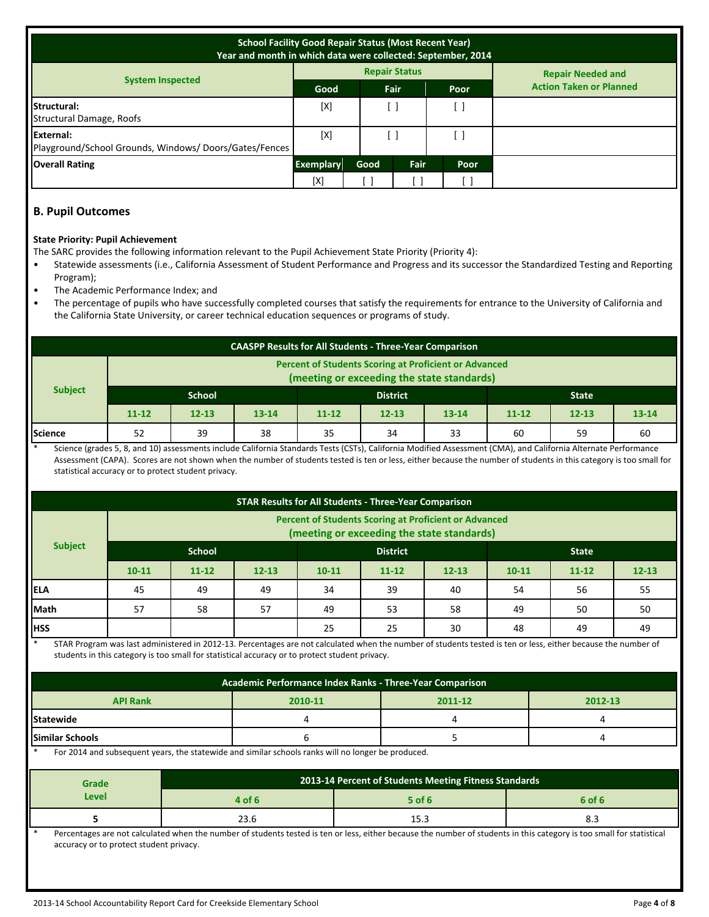| School Facility Good Repair Status (Most Recent Year)<br>Year and month in which data were collected: September, 2014 | | | | | |
|---|---|---|---|---|---|
| **System Inspected** | **Repair Status** | | | | **Repair Needed and Action Taken or Planned** |
| | **Good** | **Fair** | | **Poor** | |
| **Structural:** Structural Damage, Roofs | [X] | [ ] | | [ ] | |
| **External:** Playground/School Grounds, Windows/ Doors/Gates/Fences | [X] | [ ] | | [ ] | |
| **Overall Rating** | **Exemplary** | **Good** | **Fair** | **Poor** | |
| | [X] | [ ] | [ ] | [ ] | |

## B. Pupil Outcomes

**State Priority: Pupil Achievement**

The SARC provides the following information relevant to the Pupil Achievement State Priority (Priority 4):

- Statewide assessments (i.e., California Assessment of Student Performance and Progress and its successor the Standardized Testing and Reporting Program);
- The Academic Performance Index; and
- The percentage of pupils who have successfully completed courses that satisfy the requirements for entrance to the University of California and the California State University, or career technical education sequences or programs of study.

| CAASPP Results for All Students - Three-Year Comparison | | | | | | | | | |
|---|---|---|---|---|---|---|---|---|---|
| **Subject** | **Percent of Students Scoring at Proficient or Advanced (meeting or exceeding the state standards)** | | | | | | | | |
| | **School** | | | **District** | | | **State** | | |
| | **11-12** | **12-13** | **13-14** | **11-12** | **12-13** | **13-14** | **11-12** | **12-13** | **13-14** |
| **Science** | 52 | 39 | 38 | 35 | 34 | 33 | 60 | 59 | 60 |

\* Science (grades 5, 8, and 10) assessments include California Standards Tests (CSTs), California Modified Assessment (CMA), and California Alternate Performance Assessment (CAPA). Scores are not shown when the number of students tested is ten or less, either because the number of students in this category is too small for statistical accuracy or to protect student privacy.

| STAR Results for All Students - Three-Year Comparison | | | | | | | | | |
|---|---|---|---|---|---|---|---|---|---|
| **Subject** | **Percent of Students Scoring at Proficient or Advanced (meeting or exceeding the state standards)** | | | | | | | | |
| | **School** | | | **District** | | | **State** | | |
| | **10-11** | **11-12** | **12-13** | **10-11** | **11-12** | **12-13** | **10-11** | **11-12** | **12-13** |
| **ELA** | 45 | 49 | 49 | 34 | 39 | 40 | 54 | 56 | 55 |
| **Math** | 57 | 58 | 57 | 49 | 53 | 58 | 49 | 50 | 50 |
| **HSS** | | | | 25 | 25 | 30 | 48 | 49 | 49 |

\* STAR Program was last administered in 2012-13. Percentages are not calculated when the number of students tested is ten or less, either because the number of students in this category is too small for statistical accuracy or to protect student privacy.

| Academic Performance Index Ranks - Three-Year Comparison | | | |
|---|---|---|---|
| **API Rank** | **2010-11** | **2011-12** | **2012-13** |
| **Statewide** | 4 | 4 | 4 |
| **Similar Schools** | 6 | 5 | 4 |

\* For 2014 and subsequent years, the statewide and similar schools ranks will no longer be produced.

| Grade Level | 2013-14 Percent of Students Meeting Fitness Standards | | |
|---|---|---|---|
| | **4 of 6** | **5 of 6** | **6 of 6** |
| 5 | 23.6 | 15.3 | 8.3 |

\* Percentages are not calculated when the number of students tested is ten or less, either because the number of students in this category is too small for statistical accuracy or to protect student privacy.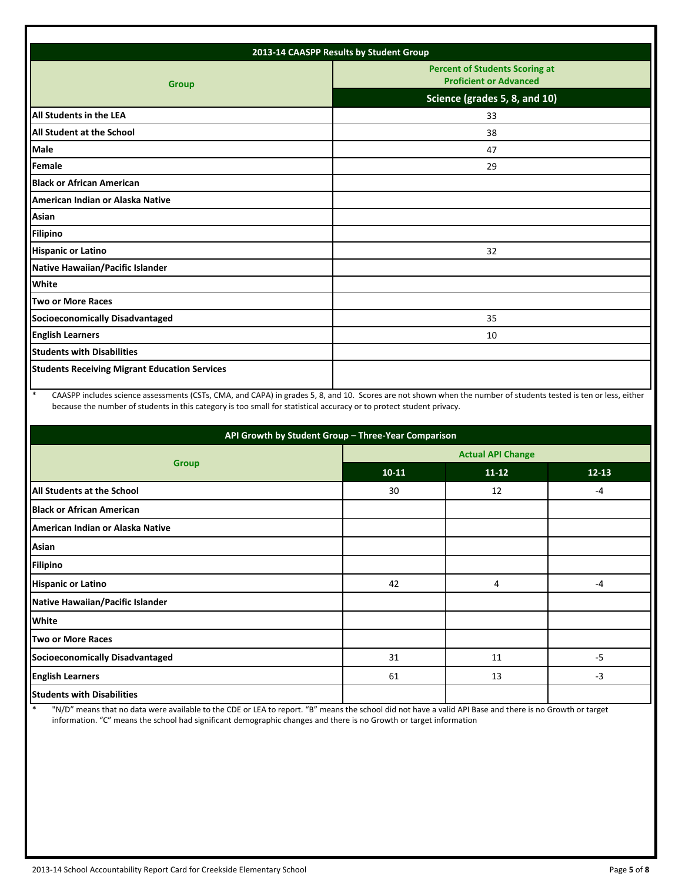| 2013-14 CAASPP Results by Student Group | |
|---|---|
| **Group** | **Percent of Students Scoring at Proficient or Advanced** |
| | **Science (grades 5, 8, and 10)** |
| **All Students in the LEA** | 33 |
| **All Student at the School** | 38 |
| **Male** | 47 |
| **Female** | 29 |
| **Black or African American** | |
| **American Indian or Alaska Native** | |
| **Asian** | |
| **Filipino** | |
| **Hispanic or Latino** | 32 |
| **Native Hawaiian/Pacific Islander** | |
| **White** | |
| **Two or More Races** | |
| **Socioeconomically Disadvantaged** | 35 |
| **English Learners** | 10 |
| **Students with Disabilities** | |
| **Students Receiving Migrant Education Services** | |

\* CAASPP includes science assessments (CSTs, CMA, and CAPA) in grades 5, 8, and 10. Scores are not shown when the number of students tested is ten or less, either because the number of students in this category is too small for statistical accuracy or to protect student privacy.

| API Growth by Student Group – Three-Year Comparison | | | |
|---|---|---|---|
| **Group** | **Actual API Change** | | |
| | **10-11** | **11-12** | **12-13** |
| **All Students at the School** | 30 | 12 | -4 |
| **Black or African American** | | | |
| **American Indian or Alaska Native** | | | |
| **Asian** | | | |
| **Filipino** | | | |
| **Hispanic or Latino** | 42 | 4 | -4 |
| **Native Hawaiian/Pacific Islander** | | | |
| **White** | | | |
| **Two or More Races** | | | |
| **Socioeconomically Disadvantaged** | 31 | 11 | -5 |
| **English Learners** | 61 | 13 | -3 |
| **Students with Disabilities** | | | |

\* "N/D" means that no data were available to the CDE or LEA to report. "B" means the school did not have a valid API Base and there is no Growth or target information. "C" means the school had significant demographic changes and there is no Growth or target information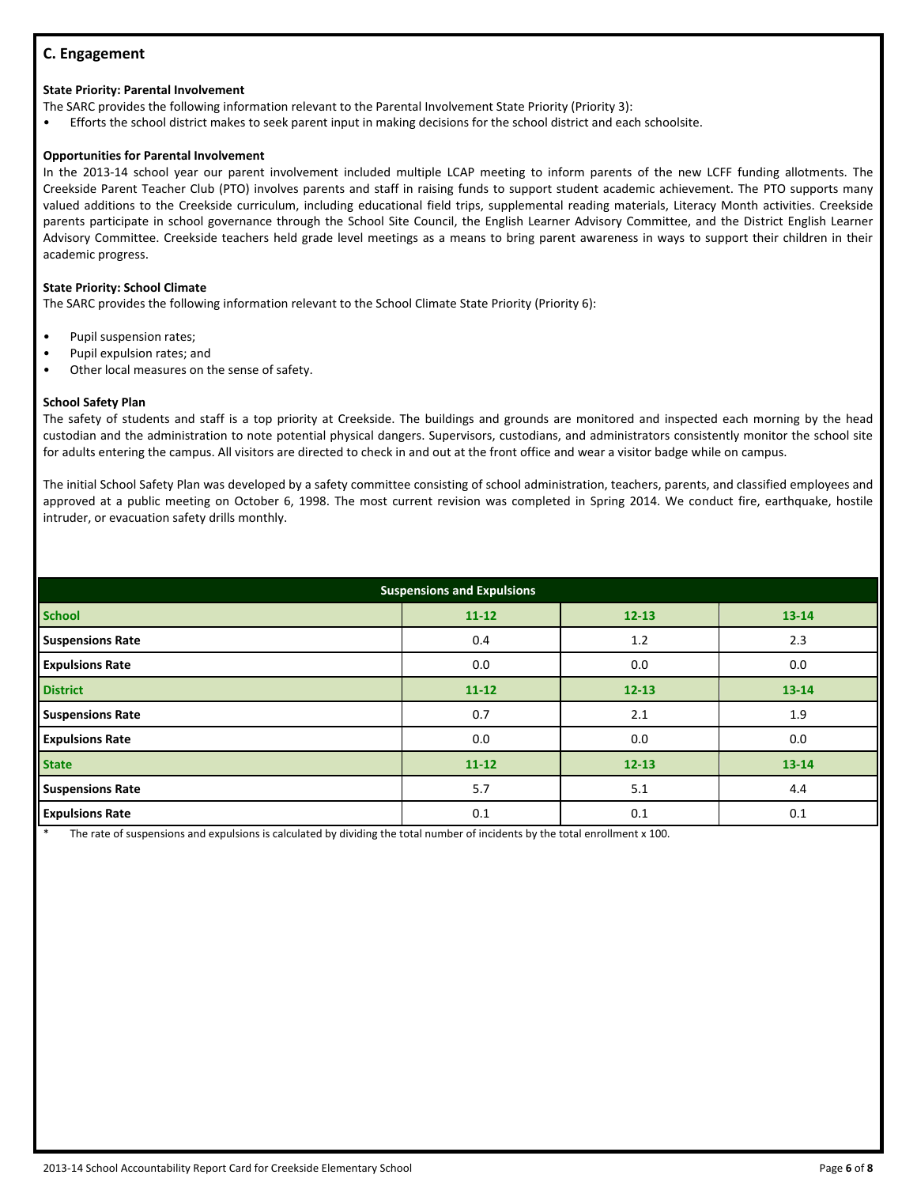## C. Engagement

**State Priority: Parental Involvement**

The SARC provides the following information relevant to the Parental Involvement State Priority (Priority 3):

- Efforts the school district makes to seek parent input in making decisions for the school district and each schoolsite.

**Opportunities for Parental Involvement**

In the 2013-14 school year our parent involvement included multiple LCAP meeting to inform parents of the new LCFF funding allotments. The Creekside Parent Teacher Club (PTO) involves parents and staff in raising funds to support student academic achievement. The PTO supports many valued additions to the Creekside curriculum, including educational field trips, supplemental reading materials, Literacy Month activities. Creekside parents participate in school governance through the School Site Council, the English Learner Advisory Committee, and the District English Learner Advisory Committee. Creekside teachers held grade level meetings as a means to bring parent awareness in ways to support their children in their academic progress.

**State Priority: School Climate**

The SARC provides the following information relevant to the School Climate State Priority (Priority 6):

- Pupil suspension rates;
- Pupil expulsion rates; and
- Other local measures on the sense of safety.

**School Safety Plan**

The safety of students and staff is a top priority at Creekside. The buildings and grounds are monitored and inspected each morning by the head custodian and the administration to note potential physical dangers. Supervisors, custodians, and administrators consistently monitor the school site for adults entering the campus. All visitors are directed to check in and out at the front office and wear a visitor badge while on campus.

The initial School Safety Plan was developed by a safety committee consisting of school administration, teachers, parents, and classified employees and approved at a public meeting on October 6, 1998. The most current revision was completed in Spring 2014. We conduct fire, earthquake, hostile intruder, or evacuation safety drills monthly.

| Suspensions and Expulsions | | | |
|---|---|---|---|
| **School** | **11-12** | **12-13** | **13-14** |
| **Suspensions Rate** | 0.4 | 1.2 | 2.3 |
| **Expulsions Rate** | 0.0 | 0.0 | 0.0 |
| **District** | **11-12** | **12-13** | **13-14** |
| **Suspensions Rate** | 0.7 | 2.1 | 1.9 |
| **Expulsions Rate** | 0.0 | 0.0 | 0.0 |
| **State** | **11-12** | **12-13** | **13-14** |
| **Suspensions Rate** | 5.7 | 5.1 | 4.4 |
| **Expulsions Rate** | 0.1 | 0.1 | 0.1 |

\* The rate of suspensions and expulsions is calculated by dividing the total number of incidents by the total enrollment x 100.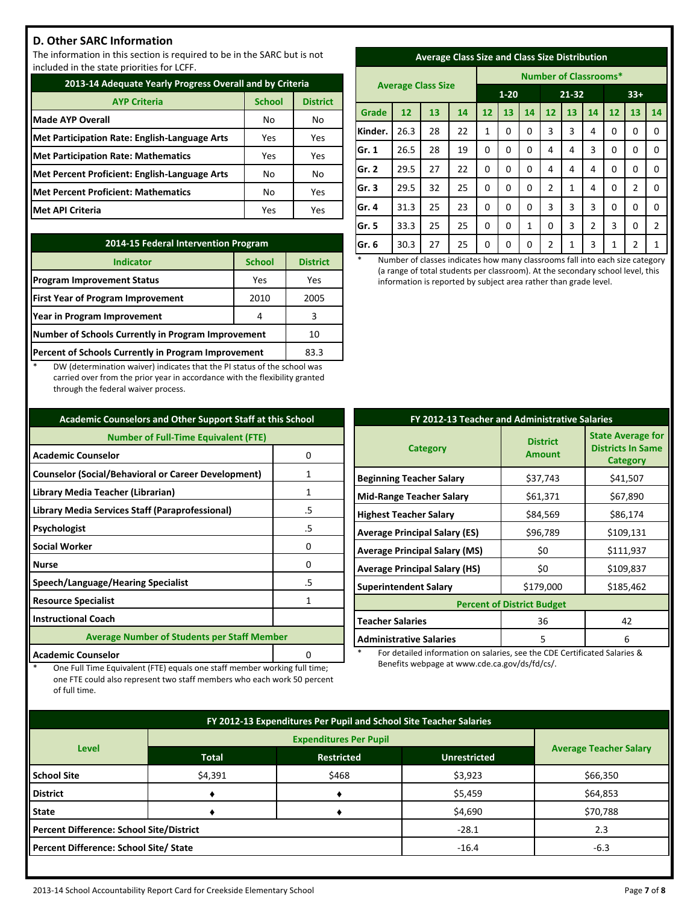## D. Other SARC Information

The information in this section is required to be in the SARC but is not included in the state priorities for LCFF.

| 2013-14 Adequate Yearly Progress Overall and by Criteria | | |
|---|---|---|
| AYP Criteria | School | District |
| Made AYP Overall | No | No |
| Met Participation Rate: English-Language Arts | Yes | Yes |
| Met Participation Rate: Mathematics | Yes | Yes |
| Met Percent Proficient: English-Language Arts | No | No |
| Met Percent Proficient: Mathematics | No | Yes |
| Met API Criteria | Yes | Yes |

| 2014-15 Federal Intervention Program | | |
|---|---|---|
| Indicator | School | District |
| Program Improvement Status | Yes | Yes |
| First Year of Program Improvement | 2010 | 2005 |
| Year in Program Improvement | 4 | 3 |
| Number of Schools Currently in Program Improvement | | 10 |
| Percent of Schools Currently in Program Improvement | | 83.3 |

\* DW (determination waiver) indicates that the PI status of the school was carried over from the prior year in accordance with the flexibility granted through the federal waiver process.

| Average Class Size and Class Size Distribution | | | | | | | | | | | | |
|---|---|---|---|---|---|---|---|---|---|---|---|---|
| Average Class Size | | | | Number of Classrooms* | | | | | | | | |
| | | | | 1-20 | | | 21-32 | | | 33+ | | |
| Grade | 12 | 13 | 14 | 12 | 13 | 14 | 12 | 13 | 14 | 12 | 13 | 14 |
| Kinder. | 26.3 | 28 | 22 | 1 | 0 | 0 | 3 | 3 | 4 | 0 | 0 | 0 |
| Gr. 1 | 26.5 | 28 | 19 | 0 | 0 | 0 | 4 | 4 | 3 | 0 | 0 | 0 |
| Gr. 2 | 29.5 | 27 | 22 | 0 | 0 | 0 | 4 | 4 | 4 | 0 | 0 | 0 |
| Gr. 3 | 29.5 | 32 | 25 | 0 | 0 | 0 | 2 | 1 | 4 | 0 | 2 | 0 |
| Gr. 4 | 31.3 | 25 | 23 | 0 | 0 | 0 | 3 | 3 | 3 | 0 | 0 | 0 |
| Gr. 5 | 33.3 | 25 | 25 | 0 | 0 | 1 | 0 | 3 | 2 | 3 | 0 | 2 |
| Gr. 6 | 30.3 | 27 | 25 | 0 | 0 | 0 | 2 | 1 | 3 | 1 | 2 | 1 |

\* Number of classes indicates how many classrooms fall into each size category (a range of total students per classroom). At the secondary school level, this information is reported by subject area rather than grade level.

| Academic Counselors and Other Support Staff at this School | |
|---|---|
| Number of Full-Time Equivalent (FTE) | |
| Academic Counselor | 0 |
| Counselor (Social/Behavioral or Career Development) | 1 |
| Library Media Teacher (Librarian) | 1 |
| Library Media Services Staff (Paraprofessional) | .5 |
| Psychologist | .5 |
| Social Worker | 0 |
| Nurse | 0 |
| Speech/Language/Hearing Specialist | .5 |
| Resource Specialist | 1 |
| Instructional Coach | |
| Average Number of Students per Staff Member | |
| Academic Counselor | 0 |

\* One Full Time Equivalent (FTE) equals one staff member working full time; one FTE could also represent two staff members who each work 50 percent of full time.

| FY 2012-13 Teacher and Administrative Salaries | | |
|---|---|---|
| Category | District Amount | State Average for Districts In Same Category |
| Beginning Teacher Salary | $37,743 | $41,507 |
| Mid-Range Teacher Salary | $61,371 | $67,890 |
| Highest Teacher Salary | $84,569 | $86,174 |
| Average Principal Salary (ES) | $96,789 | $109,131 |
| Average Principal Salary (MS) | $0 | $111,937 |
| Average Principal Salary (HS) | $0 | $109,837 |
| Superintendent Salary | $179,000 | $185,462 |
| Percent of District Budget | | |
| Teacher Salaries | 36 | 42 |
| Administrative Salaries | 5 | 6 |

\* For detailed information on salaries, see the CDE Certificated Salaries & Benefits webpage at www.cde.ca.gov/ds/fd/cs/.

| FY 2012-13 Expenditures Per Pupil and School Site Teacher Salaries | | | | |
|---|---|---|---|---|
| Level | Expenditures Per Pupil | | | Average Teacher Salary |
| | Total | Restricted | Unrestricted | |
| School Site | $4,391 | $468 | $3,923 | $66,350 |
| District | ♦ | ♦ | $5,459 | $64,853 |
| State | ♦ | ♦ | $4,690 | $70,788 |
| Percent Difference: School Site/District | | | -28.1 | 2.3 |
| Percent Difference: School Site/ State | | | -16.4 | -6.3 |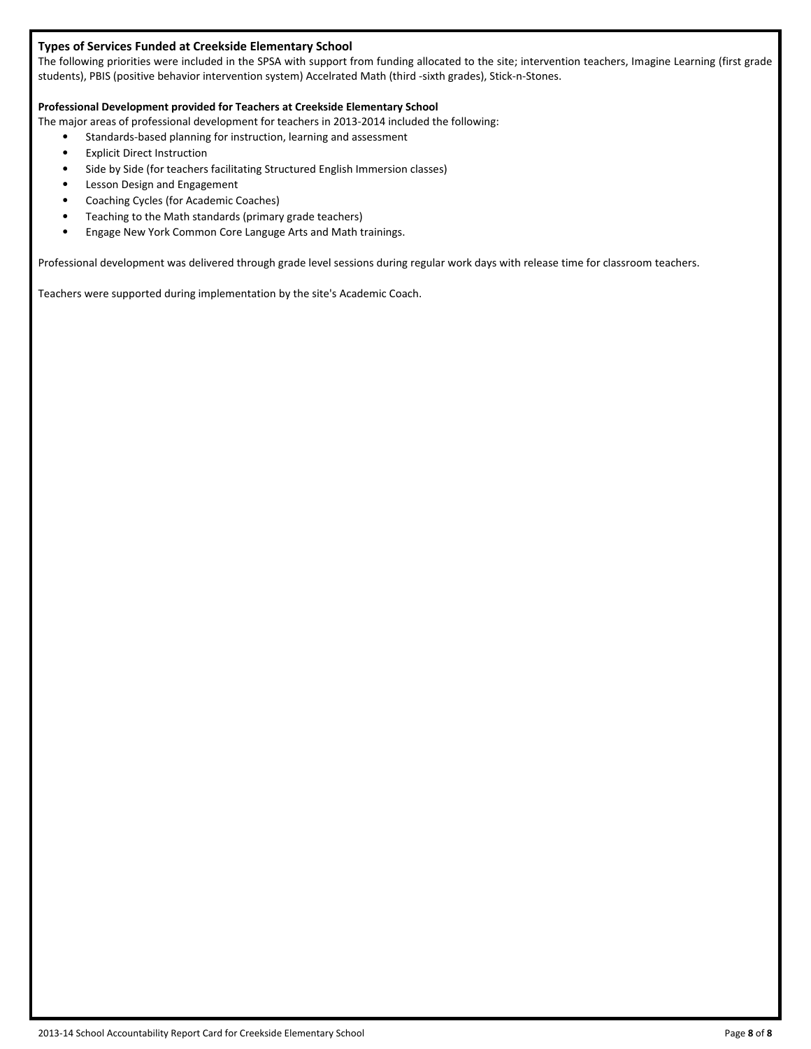### Types of Services Funded at Creekside Elementary School

The following priorities were included in the SPSA with support from funding allocated to the site; intervention teachers, Imagine Learning (first grade students), PBIS (positive behavior intervention system) Accelrated Math (third -sixth grades), Stick-n-Stones.

### Professional Development provided for Teachers at Creekside Elementary School

The major areas of professional development for teachers in 2013-2014 included the following:

- Standards-based planning for instruction, learning and assessment
- Explicit Direct Instruction
- Side by Side (for teachers facilitating Structured English Immersion classes)
- Lesson Design and Engagement
- Coaching Cycles (for Academic Coaches)
- Teaching to the Math standards (primary grade teachers)
- Engage New York Common Core Languge Arts and Math trainings.

Professional development was delivered through grade level sessions during regular work days with release time for classroom teachers.

Teachers were supported during implementation by the site's Academic Coach.